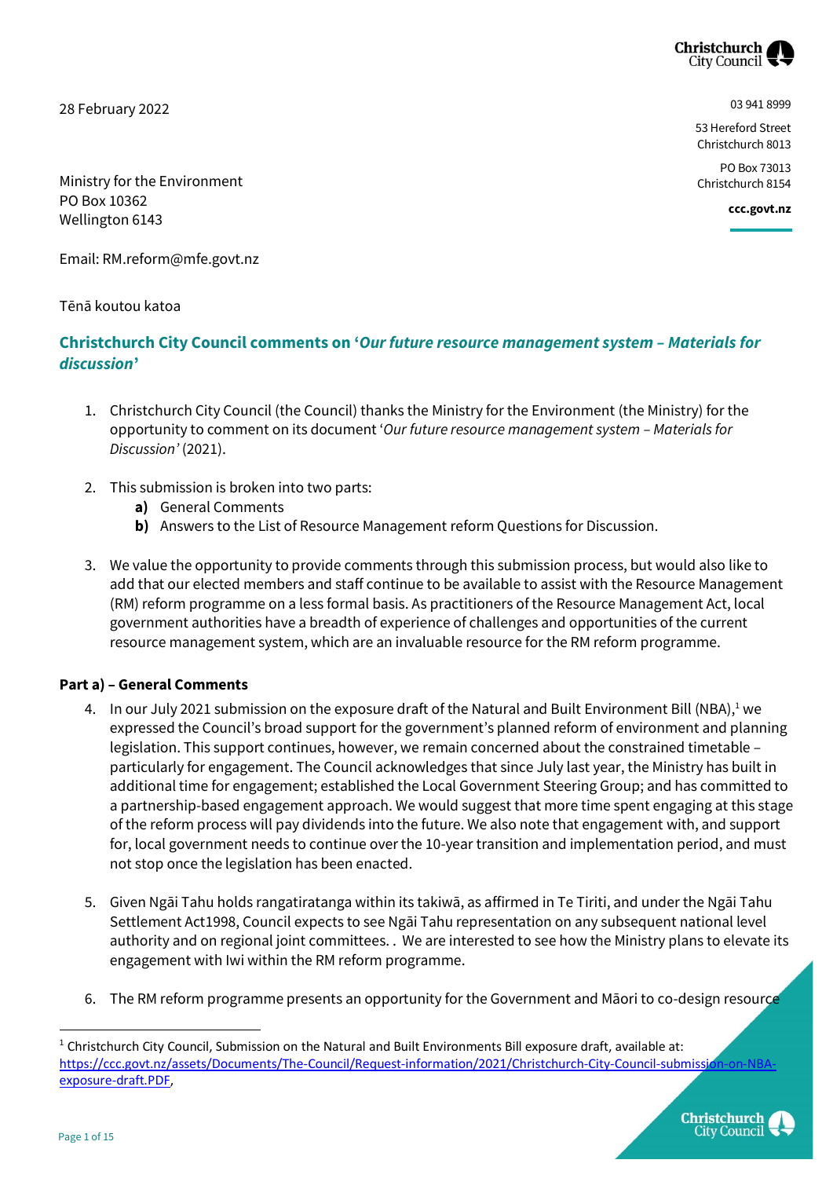28 February 2022

03 941 8999

53 Hereford Street
Christchurch 8013

PO Box 73013
Christchurch 8154

**ccc.govt.nz**

Ministry for the Environment
PO Box 10362
Wellington 6143

Email: RM.reform@mfe.govt.nz

Tēnā koutou katoa

## Christchurch City Council comments on '*Our future resource management system – Materials for discussion*'

1. Christchurch City Council (the Council) thanks the Ministry for the Environment (the Ministry) for the opportunity to comment on its document '*Our future resource management system – Materials for Discussion'* (2021).

2. This submission is broken into two parts:
   **a)** General Comments
   **b)** Answers to the List of Resource Management reform Questions for Discussion.

3. We value the opportunity to provide comments through this submission process, but would also like to add that our elected members and staff continue to be available to assist with the Resource Management (RM) reform programme on a less formal basis. As practitioners of the Resource Management Act, local government authorities have a breadth of experience of challenges and opportunities of the current resource management system, which are an invaluable resource for the RM reform programme.

**Part a) – General Comments**

4. In our July 2021 submission on the exposure draft of the Natural and Built Environment Bill (NBA),[1] we expressed the Council's broad support for the government's planned reform of environment and planning legislation. This support continues, however, we remain concerned about the constrained timetable – particularly for engagement. The Council acknowledges that since July last year, the Ministry has built in additional time for engagement; established the Local Government Steering Group; and has committed to a partnership-based engagement approach. We would suggest that more time spent engaging at this stage of the reform process will pay dividends into the future. We also note that engagement with, and support for, local government needs to continue over the 10-year transition and implementation period, and must not stop once the legislation has been enacted.

5. Given Ngāi Tahu holds rangatiratanga within its takiwā, as affirmed in Te Tiriti, and under the Ngāi Tahu Settlement Act1998, Council expects to see Ngāi Tahu representation on any subsequent national level authority and on regional joint committees. . We are interested to see how the Ministry plans to elevate its engagement with Iwi within the RM reform programme.

6. The RM reform programme presents an opportunity for the Government and Māori to co-design resource

---

[1] Christchurch City Council, Submission on the Natural and Built Environments Bill exposure draft, available at: https://ccc.govt.nz/assets/Documents/The-Council/Request-information/2021/Christchurch-City-Council-submission-on-NBA-exposure-draft.PDF,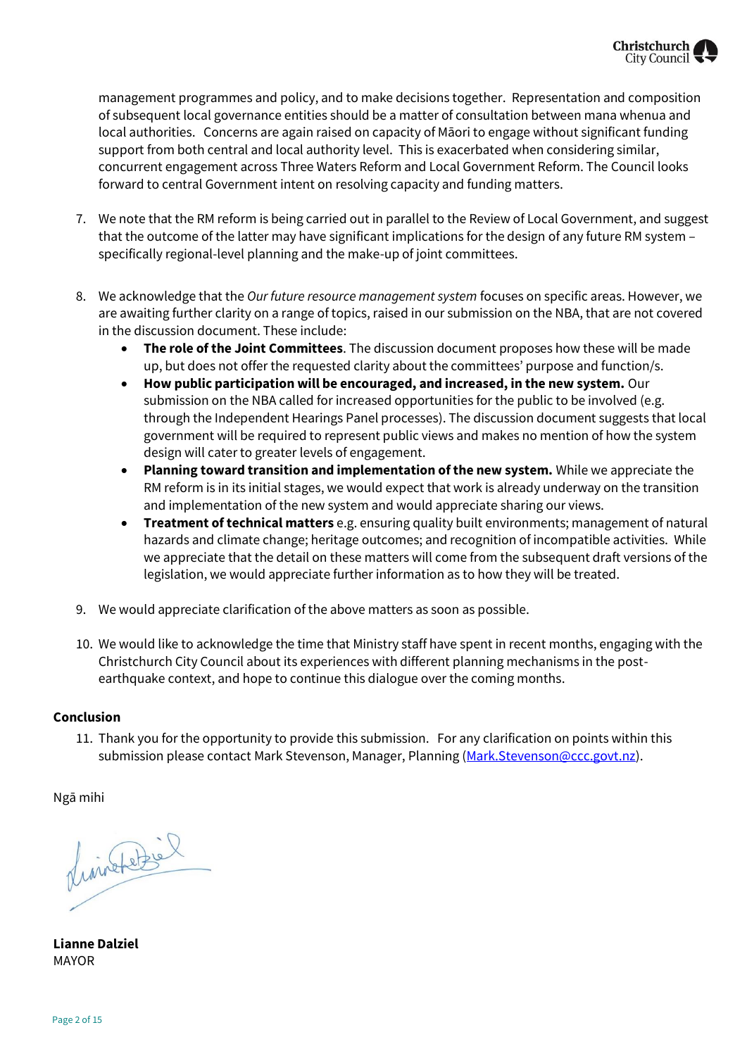management programmes and policy, and to make decisions together. Representation and composition of subsequent local governance entities should be a matter of consultation between mana whenua and local authorities. Concerns are again raised on capacity of Māori to engage without significant funding support from both central and local authority level. This is exacerbated when considering similar, concurrent engagement across Three Waters Reform and Local Government Reform. The Council looks forward to central Government intent on resolving capacity and funding matters.

7. We note that the RM reform is being carried out in parallel to the Review of Local Government, and suggest that the outcome of the latter may have significant implications for the design of any future RM system – specifically regional-level planning and the make-up of joint committees.

8. We acknowledge that the *Our future resource management system* focuses on specific areas. However, we are awaiting further clarity on a range of topics, raised in our submission on the NBA, that are not covered in the discussion document. These include:
   - **The role of the Joint Committees**. The discussion document proposes how these will be made up, but does not offer the requested clarity about the committees' purpose and function/s.
   - **How public participation will be encouraged, and increased, in the new system.** Our submission on the NBA called for increased opportunities for the public to be involved (e.g. through the Independent Hearings Panel processes). The discussion document suggests that local government will be required to represent public views and makes no mention of how the system design will cater to greater levels of engagement.
   - **Planning toward transition and implementation of the new system.** While we appreciate the RM reform is in its initial stages, we would expect that work is already underway on the transition and implementation of the new system and would appreciate sharing our views.
   - **Treatment of technical matters** e.g. ensuring quality built environments; management of natural hazards and climate change; heritage outcomes; and recognition of incompatible activities. While we appreciate that the detail on these matters will come from the subsequent draft versions of the legislation, we would appreciate further information as to how they will be treated.

9. We would appreciate clarification of the above matters as soon as possible.

10. We would like to acknowledge the time that Ministry staff have spent in recent months, engaging with the Christchurch City Council about its experiences with different planning mechanisms in the post-earthquake context, and hope to continue this dialogue over the coming months.

**Conclusion**

11. Thank you for the opportunity to provide this submission. For any clarification on points within this submission please contact Mark Stevenson, Manager, Planning (Mark.Stevenson@ccc.govt.nz).

Ngā mihi

**Lianne Dalziel**
MAYOR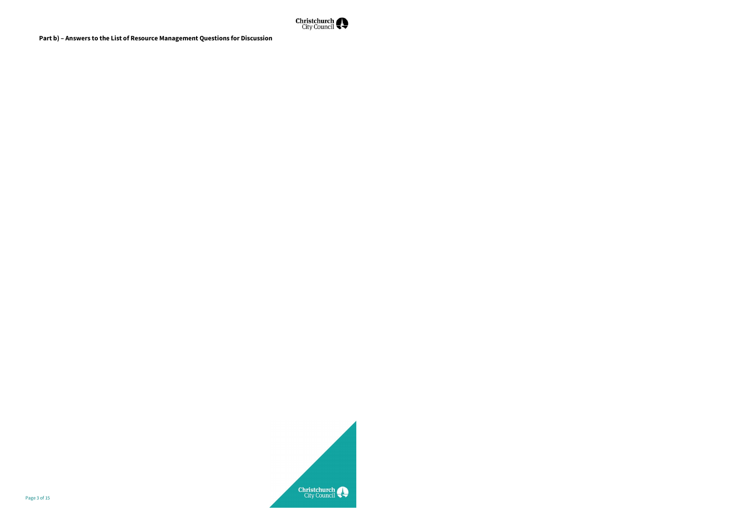**Part b) – Answers to the List of Resource Management Questions for Discussion**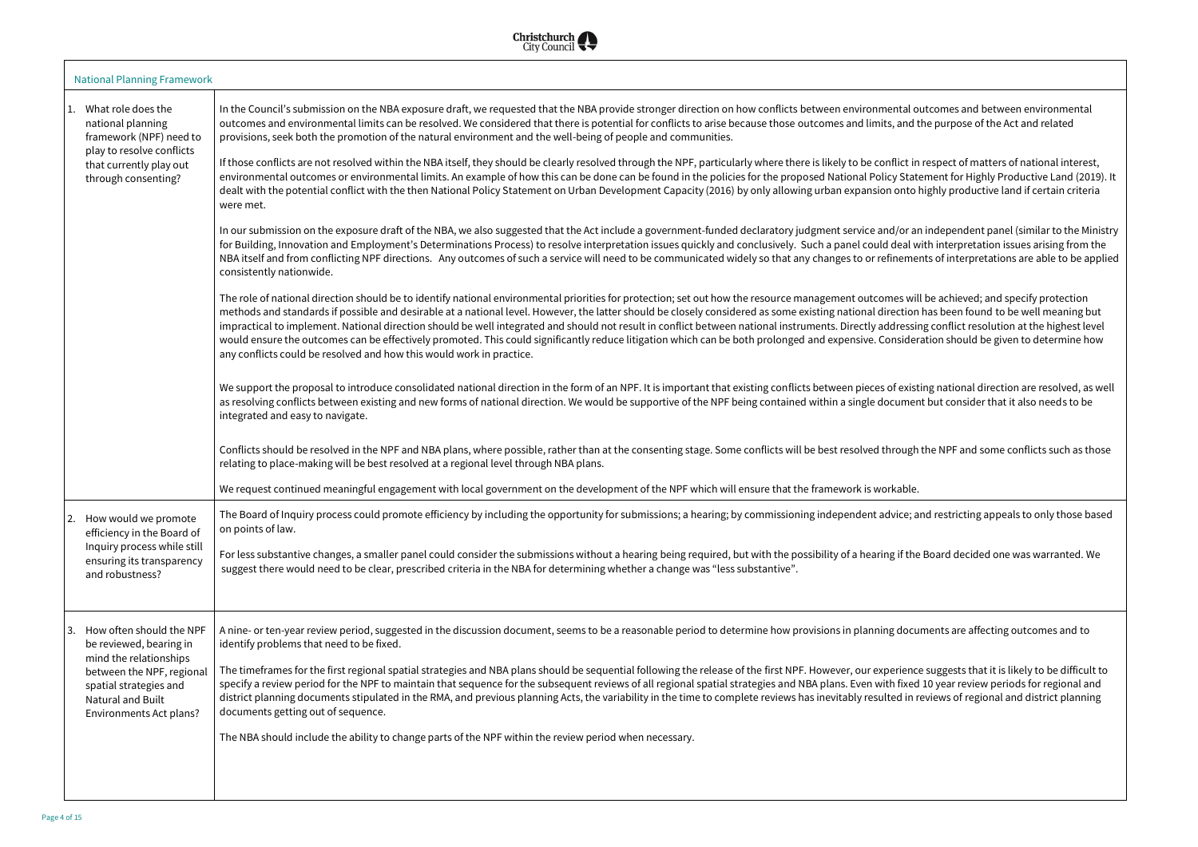| National Planning Framework | |
|---|---|
| 1. What role does the national planning framework (NPF) need to play to resolve conflicts that currently play out through consenting? | In the Council's submission on the NBA exposure draft, we requested that the NBA provide stronger direction on how conflicts between environmental outcomes and between environmental outcomes and environmental limits can be resolved. We considered that there is potential for conflicts to arise because those outcomes and limits, and the purpose of the Act and related provisions, seek both the promotion of the natural environment and the well-being of people and communities.<br><br>If those conflicts are not resolved within the NBA itself, they should be clearly resolved through the NPF, particularly where there is likely to be conflict in respect of matters of national interest, environmental outcomes or environmental limits. An example of how this can be done can be found in the policies for the proposed National Policy Statement for Highly Productive Land (2019). It dealt with the potential conflict with the then National Policy Statement on Urban Development Capacity (2016) by only allowing urban expansion onto highly productive land if certain criteria were met.<br><br>In our submission on the exposure draft of the NBA, we also suggested that the Act include a government-funded declaratory judgment service and/or an independent panel (similar to the Ministry for Building, Innovation and Employment's Determinations Process) to resolve interpretation issues quickly and conclusively. Such a panel could deal with interpretation issues arising from the NBA itself and from conflicting NPF directions. Any outcomes of such a service will need to be communicated widely so that any changes to or refinements of interpretations are able to be applied consistently nationwide.<br><br>The role of national direction should be to identify national environmental priorities for protection; set out how the resource management outcomes will be achieved; and specify protection methods and standards if possible and desirable at a national level. However, the latter should be closely considered as some existing national direction has been found to be well meaning but impractical to implement. National direction should be well integrated and should not result in conflict between national instruments. Directly addressing conflict resolution at the highest level would ensure the outcomes can be effectively promoted. This could significantly reduce litigation which can be both prolonged and expensive. Consideration should be given to determine how any conflicts could be resolved and how this would work in practice.<br><br>We support the proposal to introduce consolidated national direction in the form of an NPF. It is important that existing conflicts between pieces of existing national direction are resolved, as well as resolving conflicts between existing and new forms of national direction. We would be supportive of the NPF being contained within a single document but consider that it also needs to be integrated and easy to navigate.<br><br>Conflicts should be resolved in the NPF and NBA plans, where possible, rather than at the consenting stage. Some conflicts will be best resolved through the NPF and some conflicts such as those relating to place-making will be best resolved at a regional level through NBA plans.<br><br>We request continued meaningful engagement with local government on the development of the NPF which will ensure that the framework is workable. |
| 2. How would we promote efficiency in the Board of Inquiry process while still ensuring its transparency and robustness? | The Board of Inquiry process could promote efficiency by including the opportunity for submissions; a hearing; by commissioning independent advice; and restricting appeals to only those based on points of law.<br><br>For less substantive changes, a smaller panel could consider the submissions without a hearing being required, but with the possibility of a hearing if the Board decided one was warranted. We suggest there would need to be clear, prescribed criteria in the NBA for determining whether a change was "less substantive". |
| 3. How often should the NPF be reviewed, bearing in mind the relationships between the NPF, regional spatial strategies and Natural and Built Environments Act plans? | A nine- or ten-year review period, suggested in the discussion document, seems to be a reasonable period to determine how provisions in planning documents are affecting outcomes and to identify problems that need to be fixed.<br><br>The timeframes for the first regional spatial strategies and NBA plans should be sequential following the release of the first NPF. However, our experience suggests that it is likely to be difficult to specify a review period for the NPF to maintain that sequence for the subsequent reviews of all regional spatial strategies and NBA plans. Even with fixed 10 year review periods for regional and district planning documents stipulated in the RMA, and previous planning Acts, the variability in the time to complete reviews has inevitably resulted in reviews of regional and district planning documents getting out of sequence.<br><br>The NBA should include the ability to change parts of the NPF within the review period when necessary. |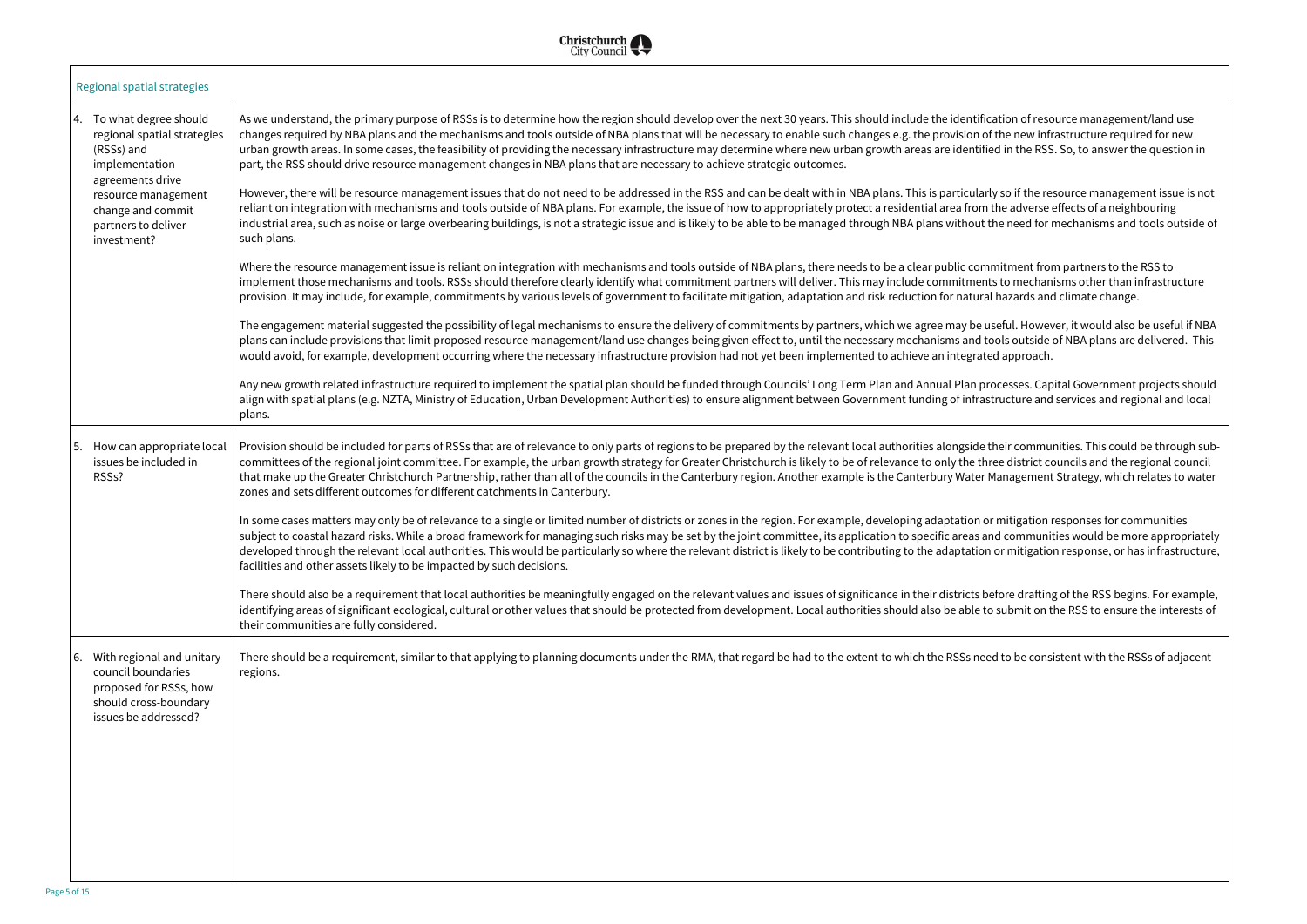| Regional spatial strategies | |
|---|---|
| 4. To what degree should regional spatial strategies (RSSs) and implementation agreements drive resource management change and commit partners to deliver investment? | As we understand, the primary purpose of RSSs is to determine how the region should develop over the next 30 years. This should include the identification of resource management/land use changes required by NBA plans and the mechanisms and tools outside of NBA plans that will be necessary to enable such changes e.g. the provision of the new infrastructure required for new urban growth areas. In some cases, the feasibility of providing the necessary infrastructure may determine where new urban growth areas are identified in the RSS. So, to answer the question in part, the RSS should drive resource management changes in NBA plans that are necessary to achieve strategic outcomes.<br><br>However, there will be resource management issues that do not need to be addressed in the RSS and can be dealt with in NBA plans. This is particularly so if the resource management issue is not reliant on integration with mechanisms and tools outside of NBA plans. For example, the issue of how to appropriately protect a residential area from the adverse effects of a neighbouring industrial area, such as noise or large overbearing buildings, is not a strategic issue and is likely to be able to be managed through NBA plans without the need for mechanisms and tools outside of such plans.<br><br>Where the resource management issue is reliant on integration with mechanisms and tools outside of NBA plans, there needs to be a clear public commitment from partners to the RSS to implement those mechanisms and tools. RSSs should therefore clearly identify what commitment partners will deliver. This may include commitments to mechanisms other than infrastructure provision. It may include, for example, commitments by various levels of government to facilitate mitigation, adaptation and risk reduction for natural hazards and climate change.<br><br>The engagement material suggested the possibility of legal mechanisms to ensure the delivery of commitments by partners, which we agree may be useful. However, it would also be useful if NBA plans can include provisions that limit proposed resource management/land use changes being given effect to, until the necessary mechanisms and tools outside of NBA plans are delivered. This would avoid, for example, development occurring where the necessary infrastructure provision had not yet been implemented to achieve an integrated approach.<br><br>Any new growth related infrastructure required to implement the spatial plan should be funded through Councils' Long Term Plan and Annual Plan processes. Capital Government projects should align with spatial plans (e.g. NZTA, Ministry of Education, Urban Development Authorities) to ensure alignment between Government funding of infrastructure and services and regional and local plans. |
| 5. How can appropriate local issues be included in RSSs? | Provision should be included for parts of RSSs that are of relevance to only parts of regions to be prepared by the relevant local authorities alongside their communities. This could be through sub-committees of the regional joint committee. For example, the urban growth strategy for Greater Christchurch is likely to be of relevance to only the three district councils and the regional council that make up the Greater Christchurch Partnership, rather than all of the councils in the Canterbury region. Another example is the Canterbury Water Management Strategy, which relates to water zones and sets different outcomes for different catchments in Canterbury.<br><br>In some cases matters may only be of relevance to a single or limited number of districts or zones in the region. For example, developing adaptation or mitigation responses for communities subject to coastal hazard risks. While a broad framework for managing such risks may be set by the joint committee, its application to specific areas and communities would be more appropriately developed through the relevant local authorities. This would be particularly so where the relevant district is likely to be contributing to the adaptation or mitigation response, or has infrastructure, facilities and other assets likely to be impacted by such decisions.<br><br>There should also be a requirement that local authorities be meaningfully engaged on the relevant values and issues of significance in their districts before drafting of the RSS begins. For example, identifying areas of significant ecological, cultural or other values that should be protected from development. Local authorities should also be able to submit on the RSS to ensure the interests of their communities are fully considered. |
| 6. With regional and unitary council boundaries proposed for RSSs, how should cross-boundary issues be addressed? | There should be a requirement, similar to that applying to planning documents under the RMA, that regard be had to the extent to which the RSSs need to be consistent with the RSSs of adjacent regions. |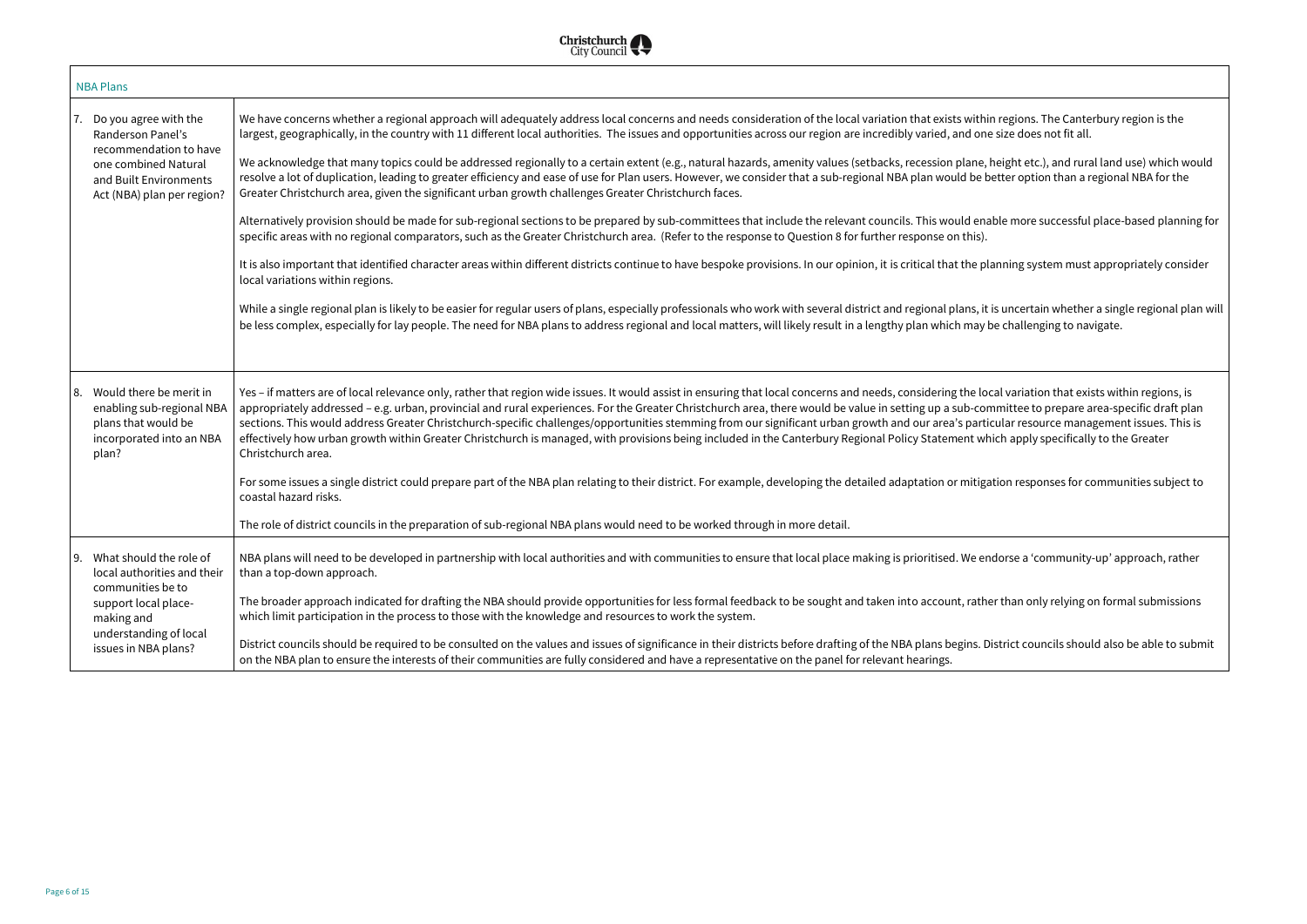| NBA Plans | |
|---|---|
| 7. Do you agree with the Randerson Panel's recommendation to have one combined Natural and Built Environments Act (NBA) plan per region? | We have concerns whether a regional approach will adequately address local concerns and needs consideration of the local variation that exists within regions. The Canterbury region is the largest, geographically, in the country with 11 different local authorities. The issues and opportunities across our region are incredibly varied, and one size does not fit all.<br><br>We acknowledge that many topics could be addressed regionally to a certain extent (e.g., natural hazards, amenity values (setbacks, recession plane, height etc.), and rural land use) which would resolve a lot of duplication, leading to greater efficiency and ease of use for Plan users. However, we consider that a sub-regional NBA plan would be better option than a regional NBA for the Greater Christchurch area, given the significant urban growth challenges Greater Christchurch faces.<br><br>Alternatively provision should be made for sub-regional sections to be prepared by sub-committees that include the relevant councils. This would enable more successful place-based planning for specific areas with no regional comparators, such as the Greater Christchurch area. (Refer to the response to Question 8 for further response on this).<br><br>It is also important that identified character areas within different districts continue to have bespoke provisions. In our opinion, it is critical that the planning system must appropriately consider local variations within regions.<br><br>While a single regional plan is likely to be easier for regular users of plans, especially professionals who work with several district and regional plans, it is uncertain whether a single regional plan will be less complex, especially for lay people. The need for NBA plans to address regional and local matters, will likely result in a lengthy plan which may be challenging to navigate. |
| 8. Would there be merit in enabling sub-regional NBA plans that would be incorporated into an NBA plan? | Yes – if matters are of local relevance only, rather that region wide issues. It would assist in ensuring that local concerns and needs, considering the local variation that exists within regions, is appropriately addressed – e.g. urban, provincial and rural experiences. For the Greater Christchurch area, there would be value in setting up a sub-committee to prepare area-specific draft plan sections. This would address Greater Christchurch-specific challenges/opportunities stemming from our significant urban growth and our area's particular resource management issues. This is effectively how urban growth within Greater Christchurch is managed, with provisions being included in the Canterbury Regional Policy Statement which apply specifically to the Greater Christchurch area.<br><br>For some issues a single district could prepare part of the NBA plan relating to their district. For example, developing the detailed adaptation or mitigation responses for communities subject to coastal hazard risks.<br><br>The role of district councils in the preparation of sub-regional NBA plans would need to be worked through in more detail. |
| 9. What should the role of local authorities and their communities be to support local place-making and understanding of local issues in NBA plans? | NBA plans will need to be developed in partnership with local authorities and with communities to ensure that local place making is prioritised. We endorse a 'community-up' approach, rather than a top-down approach.<br><br>The broader approach indicated for drafting the NBA should provide opportunities for less formal feedback to be sought and taken into account, rather than only relying on formal submissions which limit participation in the process to those with the knowledge and resources to work the system.<br><br>District councils should be required to be consulted on the values and issues of significance in their districts before drafting of the NBA plans begins. District councils should also be able to submit on the NBA plan to ensure the interests of their communities are fully considered and have a representative on the panel for relevant hearings. |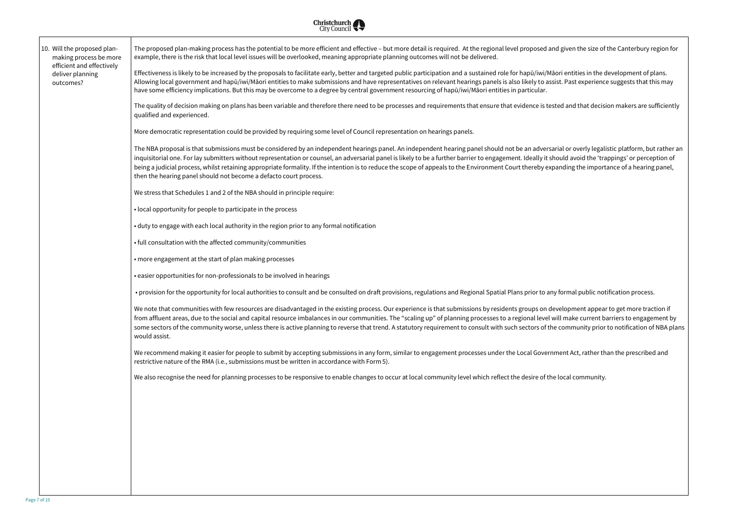| | |
|---|---|
| 10. Will the proposed plan-making process be more efficient and effectively deliver planning outcomes? | The proposed plan-making process has the potential to be more efficient and effective – but more detail is required. At the regional level proposed and given the size of the Canterbury region for example, there is the risk that local level issues will be overlooked, meaning appropriate planning outcomes will not be delivered.<br><br>Effectiveness is likely to be increased by the proposals to facilitate early, better and targeted public participation and a sustained role for hapū/iwi/Māori entities in the development of plans. Allowing local government and hapū/iwi/Māori entities to make submissions and have representatives on relevant hearings panels is also likely to assist. Past experience suggests that this may have some efficiency implications. But this may be overcome to a degree by central government resourcing of hapū/iwi/Māori entities in particular.<br><br>The quality of decision making on plans has been variable and therefore there need to be processes and requirements that ensure that evidence is tested and that decision makers are sufficiently qualified and experienced.<br><br>More democratic representation could be provided by requiring some level of Council representation on hearings panels.<br><br>The NBA proposal is that submissions must be considered by an independent hearings panel. An independent hearing panel should not be an adversarial or overly legalistic platform, but rather an inquisitorial one. For lay submitters without representation or counsel, an adversarial panel is likely to be a further barrier to engagement. Ideally it should avoid the 'trappings' or perception of being a judicial process, whilst retaining appropriate formality. If the intention is to reduce the scope of appeals to the Environment Court thereby expanding the importance of a hearing panel, then the hearing panel should not become a defacto court process.<br><br>We stress that Schedules 1 and 2 of the NBA should in principle require:<br><br>• local opportunity for people to participate in the process<br><br>• duty to engage with each local authority in the region prior to any formal notification<br><br>• full consultation with the affected community/communities<br><br>• more engagement at the start of plan making processes<br><br>• easier opportunities for non-professionals to be involved in hearings<br><br>• provision for the opportunity for local authorities to consult and be consulted on draft provisions, regulations and Regional Spatial Plans prior to any formal public notification process.<br><br>We note that communities with few resources are disadvantaged in the existing process. Our experience is that submissions by residents groups on development appear to get more traction if from affluent areas, due to the social and capital resource imbalances in our communities. The "scaling up" of planning processes to a regional level will make current barriers to engagement by some sectors of the community worse, unless there is active planning to reverse that trend. A statutory requirement to consult with such sectors of the community prior to notification of NBA plans would assist.<br><br>We recommend making it easier for people to submit by accepting submissions in any form, similar to engagement processes under the Local Government Act, rather than the prescribed and restrictive nature of the RMA (i.e., submissions must be written in accordance with Form 5).<br><br>We also recognise the need for planning processes to be responsive to enable changes to occur at local community level which reflect the desire of the local community. |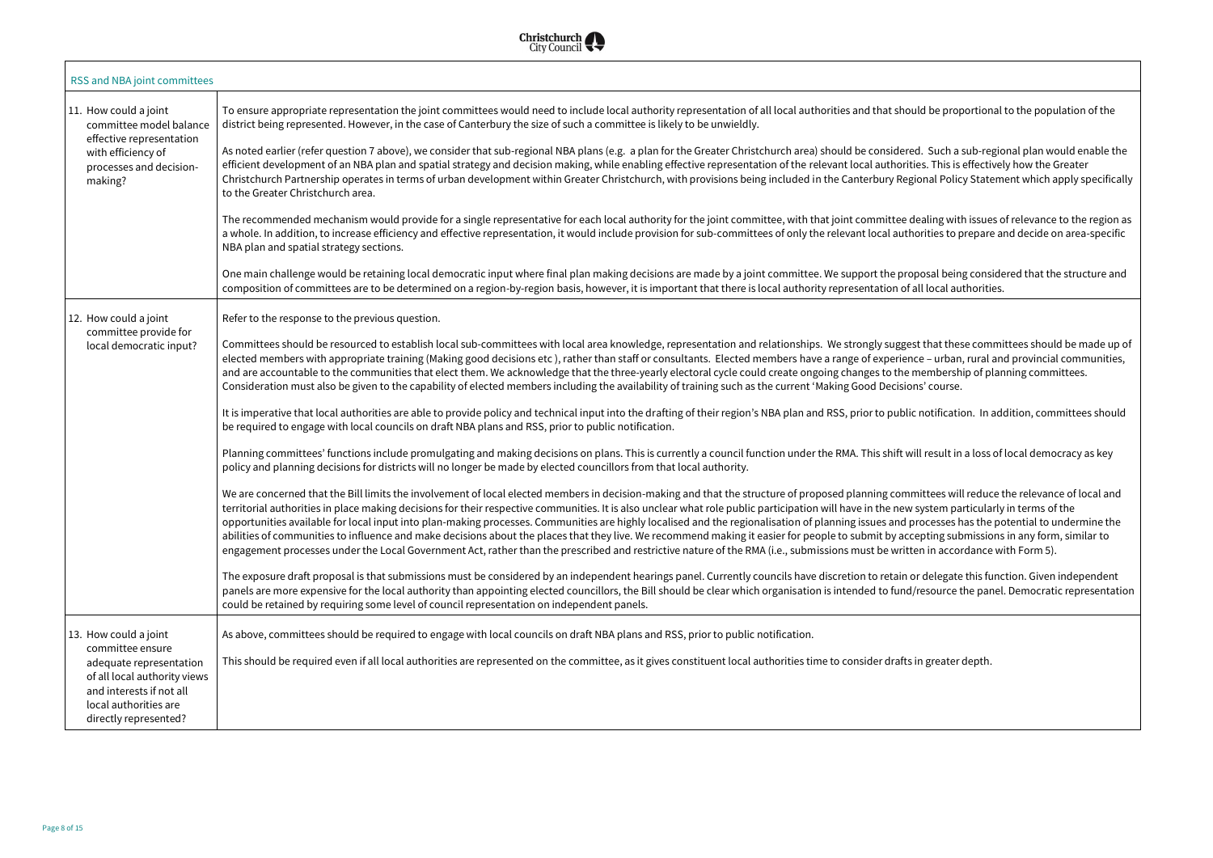## RSS and NBA joint committees

| | |
|---|---|
| 11. How could a joint committee model balance effective representation with efficiency of processes and decision-making? | To ensure appropriate representation the joint committees would need to include local authority representation of all local authorities and that should be proportional to the population of the district being represented. However, in the case of Canterbury the size of such a committee is likely to be unwieldly.<br><br>As noted earlier (refer question 7 above), we consider that sub-regional NBA plans (e.g. a plan for the Greater Christchurch area) should be considered. Such a sub-regional plan would enable the efficient development of an NBA plan and spatial strategy and decision making, while enabling effective representation of the relevant local authorities. This is effectively how the Greater Christchurch Partnership operates in terms of urban development within Greater Christchurch, with provisions being included in the Canterbury Regional Policy Statement which apply specifically to the Greater Christchurch area.<br><br>The recommended mechanism would provide for a single representative for each local authority for the joint committee, with that joint committee dealing with issues of relevance to the region as a whole. In addition, to increase efficiency and effective representation, it would include provision for sub-committees of only the relevant local authorities to prepare and decide on area-specific NBA plan and spatial strategy sections.<br><br>One main challenge would be retaining local democratic input where final plan making decisions are made by a joint committee. We support the proposal being considered that the structure and composition of committees are to be determined on a region-by-region basis, however, it is important that there is local authority representation of all local authorities. |
| 12. How could a joint committee provide for local democratic input? | Refer to the response to the previous question.<br><br>Committees should be resourced to establish local sub-committees with local area knowledge, representation and relationships. We strongly suggest that these committees should be made up of elected members with appropriate training (Making good decisions etc ), rather than staff or consultants. Elected members have a range of experience – urban, rural and provincial communities, and are accountable to the communities that elect them. We acknowledge that the three-yearly electoral cycle could create ongoing changes to the membership of planning committees. Consideration must also be given to the capability of elected members including the availability of training such as the current 'Making Good Decisions' course.<br><br>It is imperative that local authorities are able to provide policy and technical input into the drafting of their region's NBA plan and RSS, prior to public notification. In addition, committees should be required to engage with local councils on draft NBA plans and RSS, prior to public notification.<br><br>Planning committees' functions include promulgating and making decisions on plans. This is currently a council function under the RMA. This shift will result in a loss of local democracy as key policy and planning decisions for districts will no longer be made by elected councillors from that local authority.<br><br>We are concerned that the Bill limits the involvement of local elected members in decision-making and that the structure of proposed planning committees will reduce the relevance of local and territorial authorities in place making decisions for their respective communities. It is also unclear what role public participation will have in the new system particularly in terms of the opportunities available for local input into plan-making processes. Communities are highly localised and the regionalisation of planning issues and processes has the potential to undermine the abilities of communities to influence and make decisions about the places that they live. We recommend making it easier for people to submit by accepting submissions in any form, similar to engagement processes under the Local Government Act, rather than the prescribed and restrictive nature of the RMA (i.e., submissions must be written in accordance with Form 5).<br><br>The exposure draft proposal is that submissions must be considered by an independent hearings panel. Currently councils have discretion to retain or delegate this function. Given independent panels are more expensive for the local authority than appointing elected councillors, the Bill should be clear which organisation is intended to fund/resource the panel. Democratic representation could be retained by requiring some level of council representation on independent panels. |
| 13. How could a joint committee ensure adequate representation of all local authority views and interests if not all local authorities are directly represented? | As above, committees should be required to engage with local councils on draft NBA plans and RSS, prior to public notification.<br><br>This should be required even if all local authorities are represented on the committee, as it gives constituent local authorities time to consider drafts in greater depth. |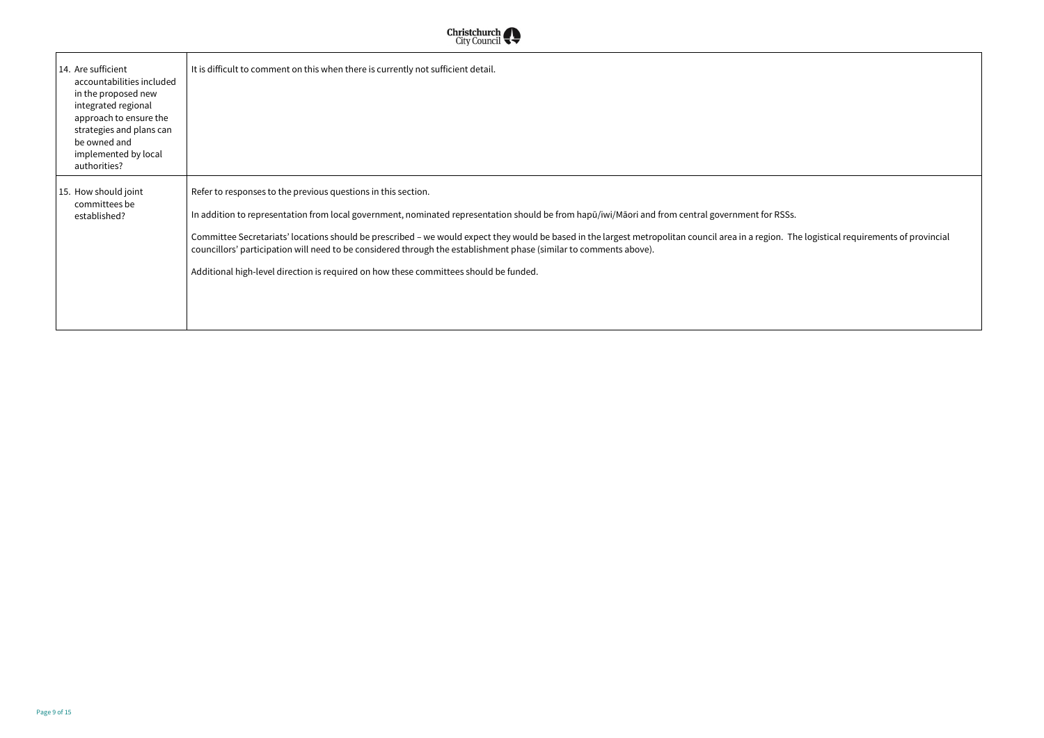| | |
|---|---|
| 14. Are sufficient accountabilities included in the proposed new integrated regional approach to ensure the strategies and plans can be owned and implemented by local authorities? | It is difficult to comment on this when there is currently not sufficient detail. |
| 15. How should joint committees be established? | Refer to responses to the previous questions in this section.<br><br>In addition to representation from local government, nominated representation should be from hapū/iwi/Māori and from central government for RSSs.<br><br>Committee Secretariats' locations should be prescribed – we would expect they would be based in the largest metropolitan council area in a region. The logistical requirements of provincial councillors' participation will need to be considered through the establishment phase (similar to comments above).<br><br>Additional high-level direction is required on how these committees should be funded. |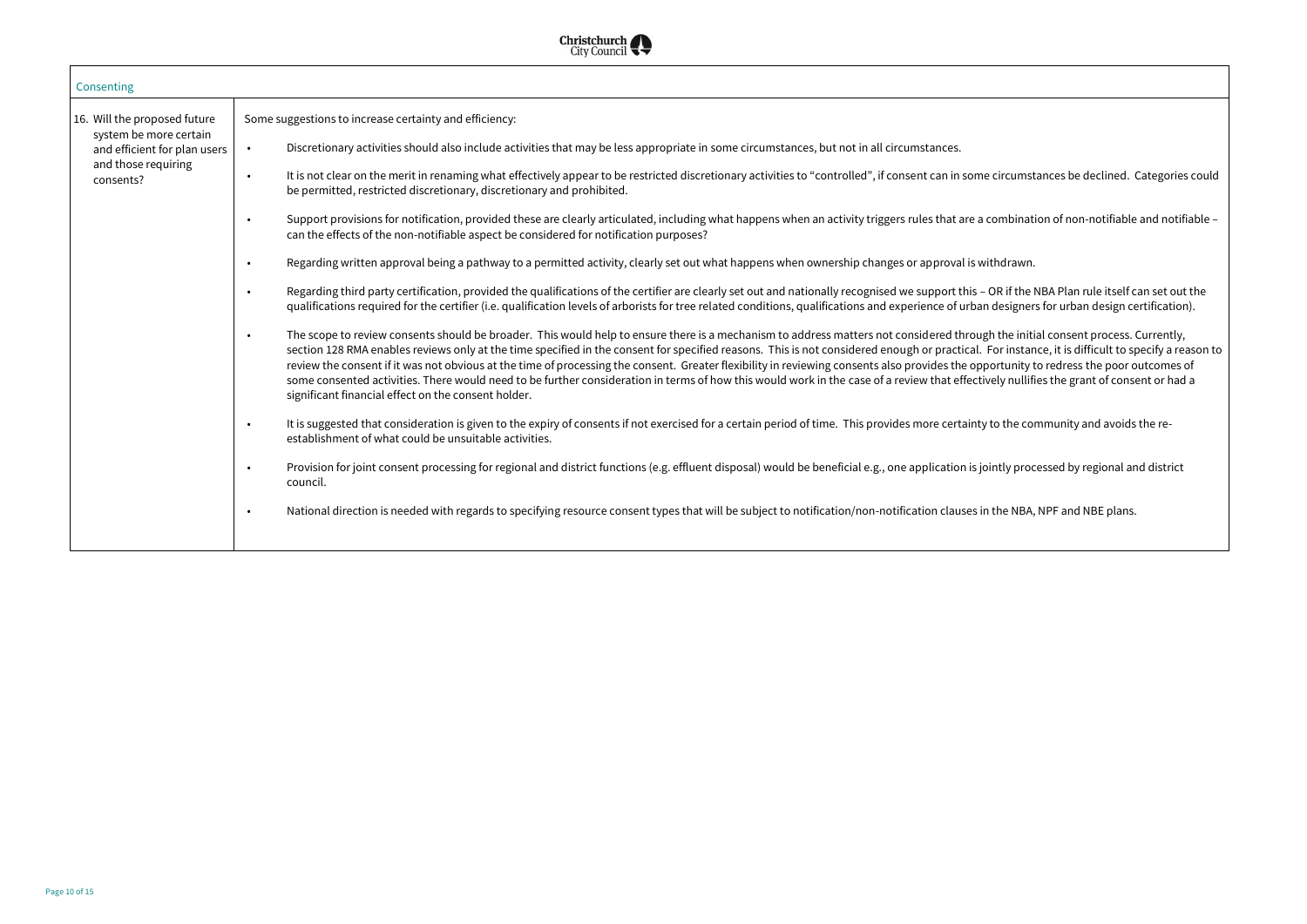| Consenting | |
|---|---|
| 16. Will the proposed future system be more certain and efficient for plan users and those requiring consents? | Some suggestions to increase certainty and efficiency:<br><br>• Discretionary activities should also include activities that may be less appropriate in some circumstances, but not in all circumstances.<br><br>• It is not clear on the merit in renaming what effectively appear to be restricted discretionary activities to "controlled", if consent can in some circumstances be declined. Categories could be permitted, restricted discretionary, discretionary and prohibited.<br><br>• Support provisions for notification, provided these are clearly articulated, including what happens when an activity triggers rules that are a combination of non-notifiable and notifiable – can the effects of the non-notifiable aspect be considered for notification purposes?<br><br>• Regarding written approval being a pathway to a permitted activity, clearly set out what happens when ownership changes or approval is withdrawn.<br><br>• Regarding third party certification, provided the qualifications of the certifier are clearly set out and nationally recognised we support this – OR if the NBA Plan rule itself can set out the qualifications required for the certifier (i.e. qualification levels of arborists for tree related conditions, qualifications and experience of urban designers for urban design certification).<br><br>• The scope to review consents should be broader. This would help to ensure there is a mechanism to address matters not considered through the initial consent process. Currently, section 128 RMA enables reviews only at the time specified in the consent for specified reasons. This is not considered enough or practical. For instance, it is difficult to specify a reason to review the consent if it was not obvious at the time of processing the consent. Greater flexibility in reviewing consents also provides the opportunity to redress the poor outcomes of some consented activities. There would need to be further consideration in terms of how this would work in the case of a review that effectively nullifies the grant of consent or had a significant financial effect on the consent holder.<br><br>• It is suggested that consideration is given to the expiry of consents if not exercised for a certain period of time. This provides more certainty to the community and avoids the re-establishment of what could be unsuitable activities.<br><br>• Provision for joint consent processing for regional and district functions (e.g. effluent disposal) would be beneficial e.g., one application is jointly processed by regional and district council.<br><br>• National direction is needed with regards to specifying resource consent types that will be subject to notification/non-notification clauses in the NBA, NPF and NBE plans. |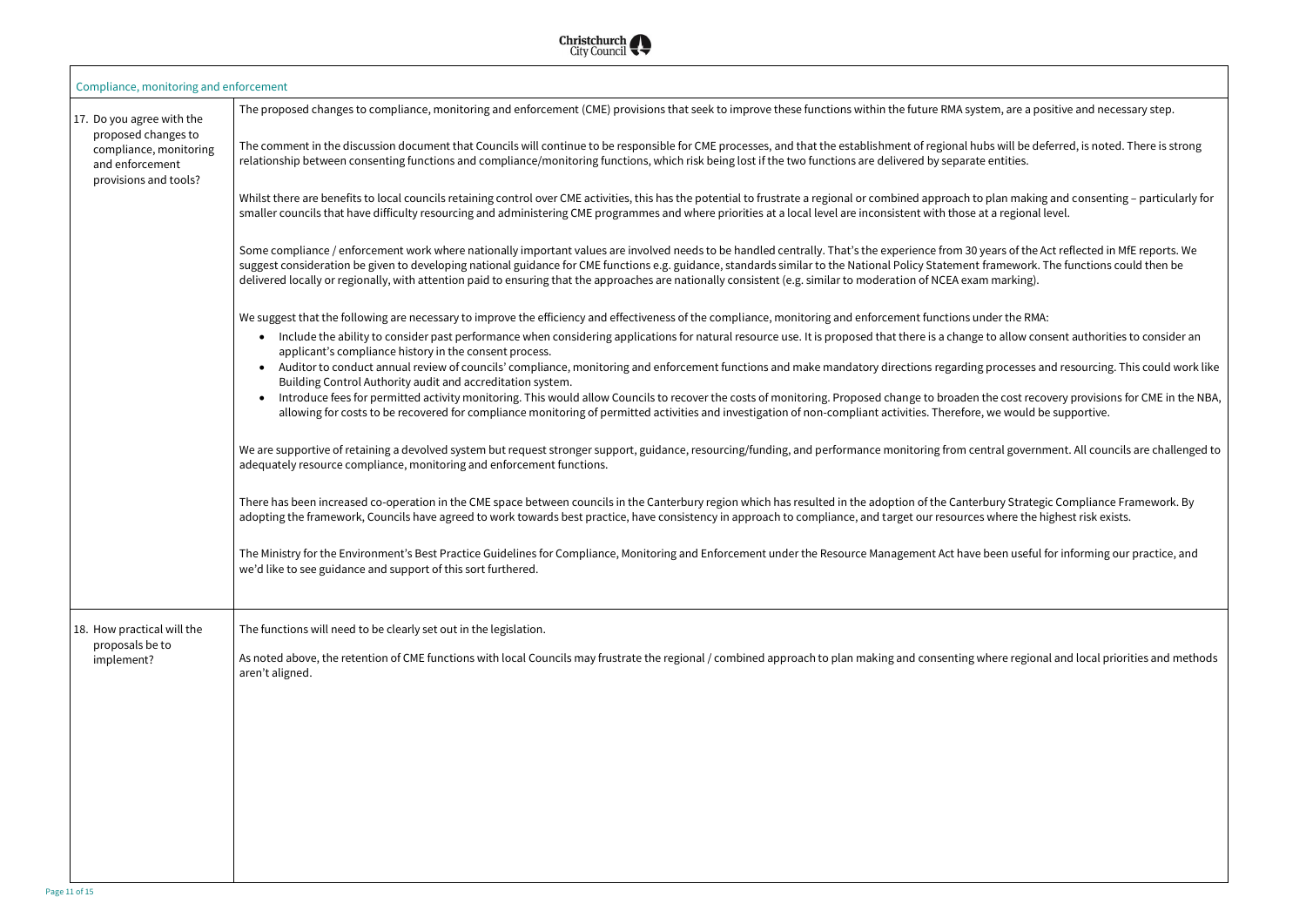| Compliance, monitoring and enforcement | |
|---|---|
| 17. Do you agree with the proposed changes to compliance, monitoring and enforcement provisions and tools? | The proposed changes to compliance, monitoring and enforcement (CME) provisions that seek to improve these functions within the future RMA system, are a positive and necessary step.<br><br>The comment in the discussion document that Councils will continue to be responsible for CME processes, and that the establishment of regional hubs will be deferred, is noted. There is strong relationship between consenting functions and compliance/monitoring functions, which risk being lost if the two functions are delivered by separate entities.<br><br>Whilst there are benefits to local councils retaining control over CME activities, this has the potential to frustrate a regional or combined approach to plan making and consenting – particularly for smaller councils that have difficulty resourcing and administering CME programmes and where priorities at a local level are inconsistent with those at a regional level.<br><br>Some compliance / enforcement work where nationally important values are involved needs to be handled centrally. That's the experience from 30 years of the Act reflected in MfE reports. We suggest consideration be given to developing national guidance for CME functions e.g. guidance, standards similar to the National Policy Statement framework. The functions could then be delivered locally or regionally, with attention paid to ensuring that the approaches are nationally consistent (e.g. similar to moderation of NCEA exam marking).<br><br>We suggest that the following are necessary to improve the efficiency and effectiveness of the compliance, monitoring and enforcement functions under the RMA:<br>• Include the ability to consider past performance when considering applications for natural resource use. It is proposed that there is a change to allow consent authorities to consider an applicant's compliance history in the consent process.<br>• Auditor to conduct annual review of councils' compliance, monitoring and enforcement functions and make mandatory directions regarding processes and resourcing. This could work like Building Control Authority audit and accreditation system.<br>• Introduce fees for permitted activity monitoring. This would allow Councils to recover the costs of monitoring. Proposed change to broaden the cost recovery provisions for CME in the NBA, allowing for costs to be recovered for compliance monitoring of permitted activities and investigation of non-compliant activities. Therefore, we would be supportive.<br><br>We are supportive of retaining a devolved system but request stronger support, guidance, resourcing/funding, and performance monitoring from central government. All councils are challenged to adequately resource compliance, monitoring and enforcement functions.<br><br>There has been increased co-operation in the CME space between councils in the Canterbury region which has resulted in the adoption of the Canterbury Strategic Compliance Framework. By adopting the framework, Councils have agreed to work towards best practice, have consistency in approach to compliance, and target our resources where the highest risk exists.<br><br>The Ministry for the Environment's Best Practice Guidelines for Compliance, Monitoring and Enforcement under the Resource Management Act have been useful for informing our practice, and we'd like to see guidance and support of this sort furthered. |
| 18. How practical will the proposals be to implement? | The functions will need to be clearly set out in the legislation.<br><br>As noted above, the retention of CME functions with local Councils may frustrate the regional / combined approach to plan making and consenting where regional and local priorities and methods aren't aligned. |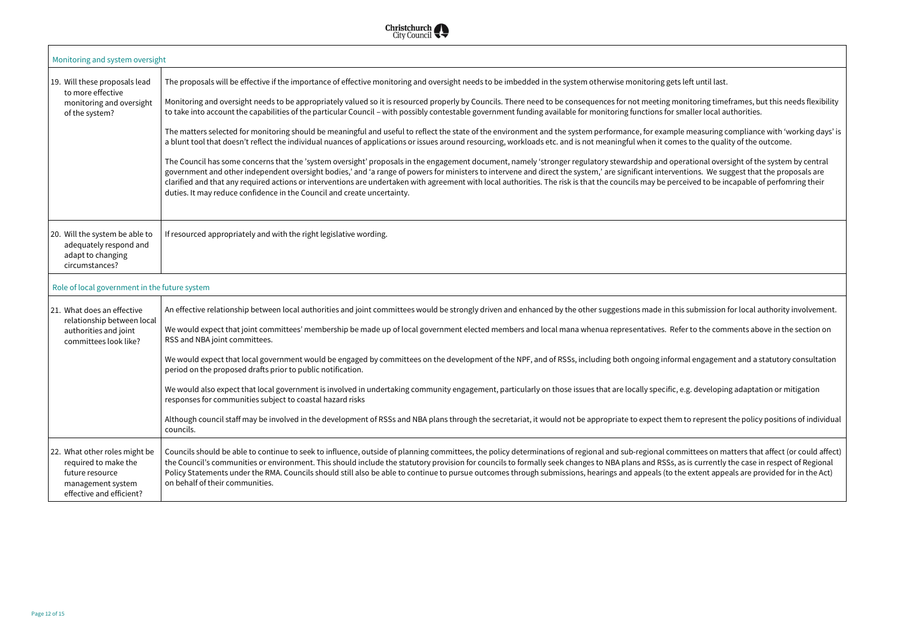| Monitoring and system oversight | |
|---|---|
| 19. Will these proposals lead to more effective monitoring and oversight of the system? | The proposals will be effective if the importance of effective monitoring and oversight needs to be imbedded in the system otherwise monitoring gets left until last.<br><br>Monitoring and oversight needs to be appropriately valued so it is resourced properly by Councils. There need to be consequences for not meeting monitoring timeframes, but this needs flexibility to take into account the capabilities of the particular Council – with possibly contestable government funding available for monitoring functions for smaller local authorities.<br><br>The matters selected for monitoring should be meaningful and useful to reflect the state of the environment and the system performance, for example measuring compliance with 'working days' is a blunt tool that doesn't reflect the individual nuances of applications or issues around resourcing, workloads etc. and is not meaningful when it comes to the quality of the outcome.<br><br>The Council has some concerns that the 'system oversight' proposals in the engagement document, namely 'stronger regulatory stewardship and operational oversight of the system by central government and other independent oversight bodies,' and 'a range of powers for ministers to intervene and direct the system,' are significant interventions. We suggest that the proposals are clarified and that any required actions or interventions are undertaken with agreement with local authorities. The risk is that the councils may be perceived to be incapable of perfomring their duties. It may reduce confidence in the Council and create uncertainty. |
| 20. Will the system be able to adequately respond and adapt to changing circumstances? | If resourced appropriately and with the right legislative wording. |
| **Role of local government in the future system** | |
| 21. What does an effective relationship between local authorities and joint committees look like? | An effective relationship between local authorities and joint committees would be strongly driven and enhanced by the other suggestions made in this submission for local authority involvement.<br><br>We would expect that joint committees' membership be made up of local government elected members and local mana whenua representatives. Refer to the comments above in the section on RSS and NBA joint committees.<br><br>We would expect that local government would be engaged by committees on the development of the NPF, and of RSSs, including both ongoing informal engagement and a statutory consultation period on the proposed drafts prior to public notification.<br><br>We would also expect that local government is involved in undertaking community engagement, particularly on those issues that are locally specific, e.g. developing adaptation or mitigation responses for communities subject to coastal hazard risks<br><br>Although council staff may be involved in the development of RSSs and NBA plans through the secretariat, it would not be appropriate to expect them to represent the policy positions of individual councils. |
| 22. What other roles might be required to make the future resource management system effective and efficient? | Councils should be able to continue to seek to influence, outside of planning committees, the policy determinations of regional and sub-regional committees on matters that affect (or could affect) the Council's communities or environment. This should include the statutory provision for councils to formally seek changes to NBA plans and RSSs, as is currently the case in respect of Regional Policy Statements under the RMA. Councils should still also be able to continue to pursue outcomes through submissions, hearings and appeals (to the extent appeals are provided for in the Act) on behalf of their communities. |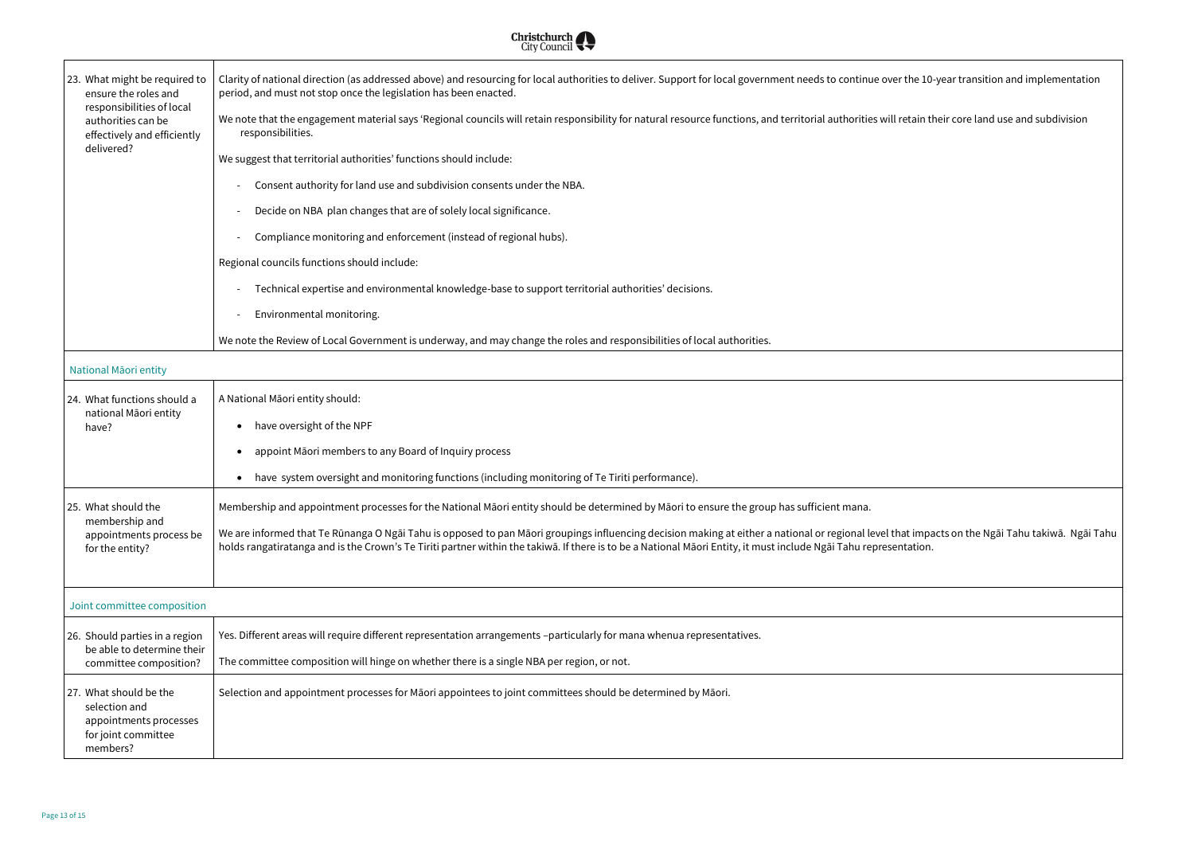| | |
|---|---|
| 23. What might be required to ensure the roles and responsibilities of local authorities can be effectively and efficiently delivered? | Clarity of national direction (as addressed above) and resourcing for local authorities to deliver. Support for local government needs to continue over the 10-year transition and implementation period, and must not stop once the legislation has been enacted.<br><br>We note that the engagement material says 'Regional councils will retain responsibility for natural resource functions, and territorial authorities will retain their core land use and subdivision responsibilities.<br><br>We suggest that territorial authorities' functions should include:<br><br>- Consent authority for land use and subdivision consents under the NBA.<br>- Decide on NBA plan changes that are of solely local significance.<br>- Compliance monitoring and enforcement (instead of regional hubs).<br><br>Regional councils functions should include:<br><br>- Technical expertise and environmental knowledge-base to support territorial authorities' decisions.<br>- Environmental monitoring.<br><br>We note the Review of Local Government is underway, and may change the roles and responsibilities of local authorities. |
| **National Māori entity** | |
| 24. What functions should a national Māori entity have? | A National Māori entity should:<br><br>• have oversight of the NPF<br>• appoint Māori members to any Board of Inquiry process<br>• have system oversight and monitoring functions (including monitoring of Te Tiriti performance). |
| 25. What should the membership and appointments process be for the entity? | Membership and appointment processes for the National Māori entity should be determined by Māori to ensure the group has sufficient mana.<br><br>We are informed that Te Rūnanga O Ngāi Tahu is opposed to pan Māori groupings influencing decision making at either a national or regional level that impacts on the Ngāi Tahu takiwā. Ngāi Tahu holds rangatiratanga and is the Crown's Te Tiriti partner within the takiwā. If there is to be a National Māori Entity, it must include Ngāi Tahu representation. |
| **Joint committee composition** | |
| 26. Should parties in a region be able to determine their committee composition? | Yes. Different areas will require different representation arrangements –particularly for mana whenua representatives.<br><br>The committee composition will hinge on whether there is a single NBA per region, or not. |
| 27. What should be the selection and appointments processes for joint committee members? | Selection and appointment processes for Māori appointees to joint committees should be determined by Māori. |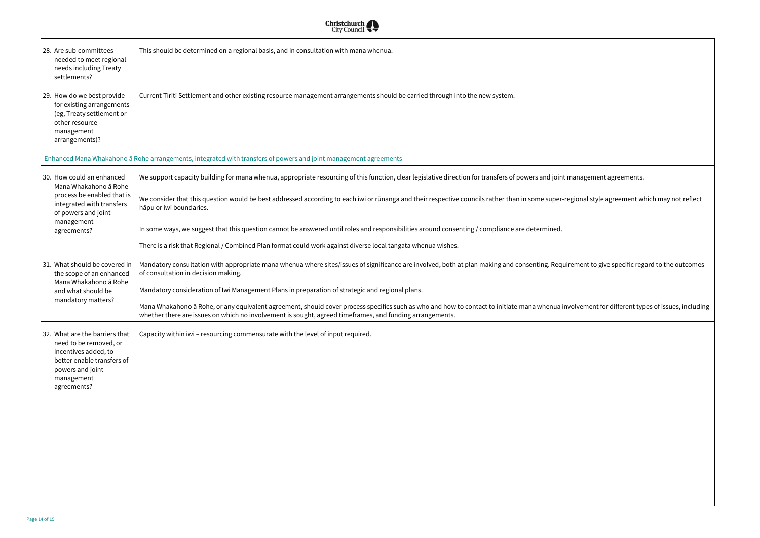| | |
|---|---|
| 28. Are sub-committees needed to meet regional needs including Treaty settlements? | This should be determined on a regional basis, and in consultation with mana whenua. |
| 29. How do we best provide for existing arrangements (eg, Treaty settlement or other resource management arrangements)? | Current Tiriti Settlement and other existing resource management arrangements should be carried through into the new system. |
| **Enhanced Mana Whakahono ā Rohe arrangements, integrated with transfers of powers and joint management agreements** | |
| 30. How could an enhanced Mana Whakahono ā Rohe process be enabled that is integrated with transfers of powers and joint management agreements? | We support capacity building for mana whenua, appropriate resourcing of this function, clear legislative direction for transfers of powers and joint management agreements.<br><br>We consider that this question would be best addressed according to each iwi or rūnanga and their respective councils rather than in some super-regional style agreement which may not reflect hāpu or iwi boundaries.<br><br>In some ways, we suggest that this question cannot be answered until roles and responsibilities around consenting / compliance are determined.<br><br>There is a risk that Regional / Combined Plan format could work against diverse local tangata whenua wishes. |
| 31. What should be covered in the scope of an enhanced Mana Whakahono ā Rohe and what should be mandatory matters? | Mandatory consultation with appropriate mana whenua where sites/issues of significance are involved, both at plan making and consenting. Requirement to give specific regard to the outcomes of consultation in decision making.<br><br>Mandatory consideration of Iwi Management Plans in preparation of strategic and regional plans.<br><br>Mana Whakahono ā Rohe, or any equivalent agreement, should cover process specifics such as who and how to contact to initiate mana whenua involvement for different types of issues, including whether there are issues on which no involvement is sought, agreed timeframes, and funding arrangements. |
| 32. What are the barriers that need to be removed, or incentives added, to better enable transfers of powers and joint management agreements? | Capacity within iwi – resourcing commensurate with the level of input required. |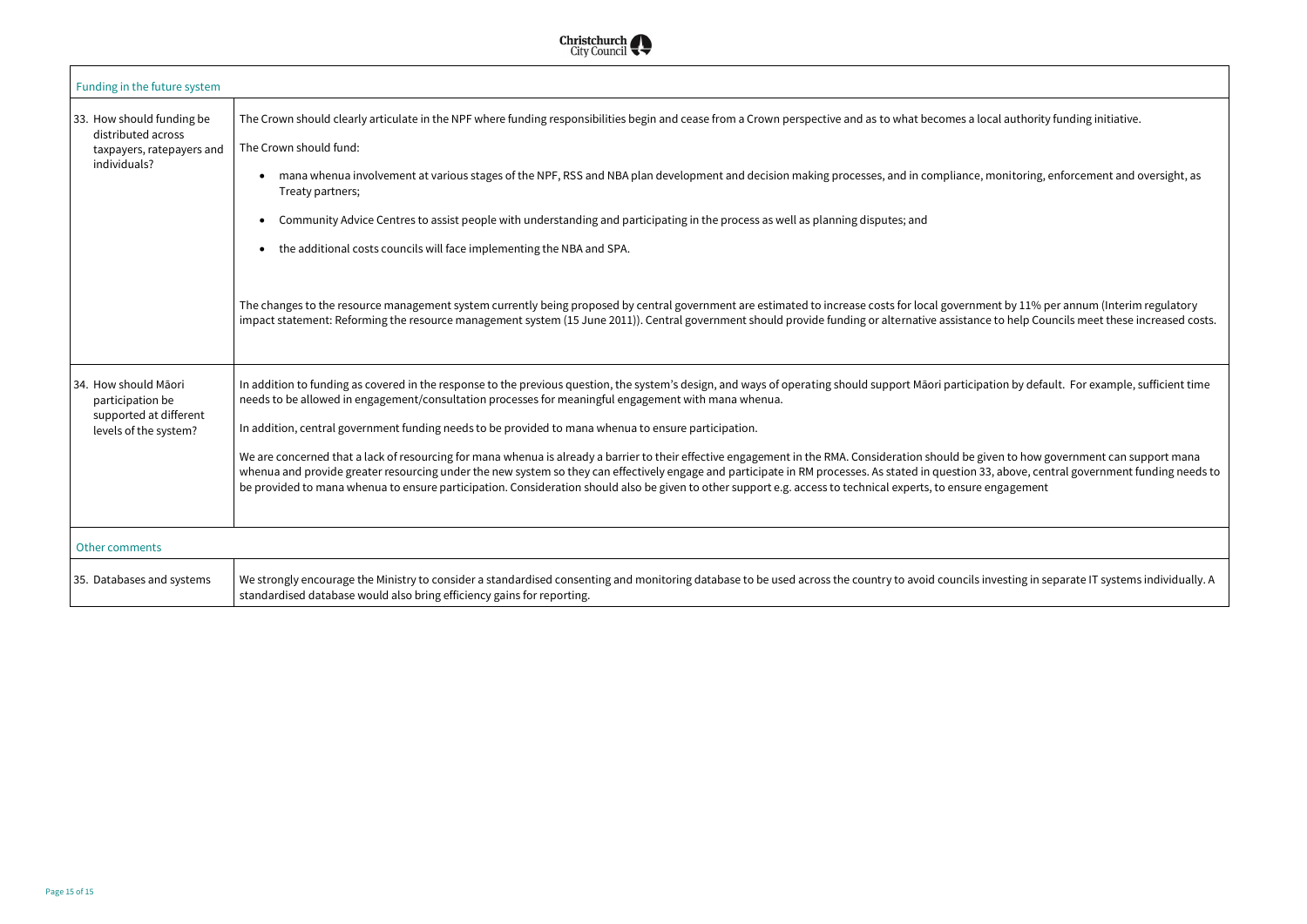| Funding in the future system | |
|---|---|
| 33. How should funding be distributed across taxpayers, ratepayers and individuals? | The Crown should clearly articulate in the NPF where funding responsibilities begin and cease from a Crown perspective and as to what becomes a local authority funding initiative.<br><br>The Crown should fund:<br><br>• mana whenua involvement at various stages of the NPF, RSS and NBA plan development and decision making processes, and in compliance, monitoring, enforcement and oversight, as Treaty partners;<br><br>• Community Advice Centres to assist people with understanding and participating in the process as well as planning disputes; and<br><br>• the additional costs councils will face implementing the NBA and SPA.<br><br>The changes to the resource management system currently being proposed by central government are estimated to increase costs for local government by 11% per annum (Interim regulatory impact statement: Reforming the resource management system (15 June 2011)). Central government should provide funding or alternative assistance to help Councils meet these increased costs. |
| 34. How should Māori participation be supported at different levels of the system? | In addition to funding as covered in the response to the previous question, the system's design, and ways of operating should support Māori participation by default. For example, sufficient time needs to be allowed in engagement/consultation processes for meaningful engagement with mana whenua.<br><br>In addition, central government funding needs to be provided to mana whenua to ensure participation.<br><br>We are concerned that a lack of resourcing for mana whenua is already a barrier to their effective engagement in the RMA. Consideration should be given to how government can support mana whenua and provide greater resourcing under the new system so they can effectively engage and participate in RM processes. As stated in question 33, above, central government funding needs to be provided to mana whenua to ensure participation. Consideration should also be given to other support e.g. access to technical experts, to ensure engagement |
| **Other comments** | |
| 35. Databases and systems | We strongly encourage the Ministry to consider a standardised consenting and monitoring database to be used across the country to avoid councils investing in separate IT systems individually. A standardised database would also bring efficiency gains for reporting. |